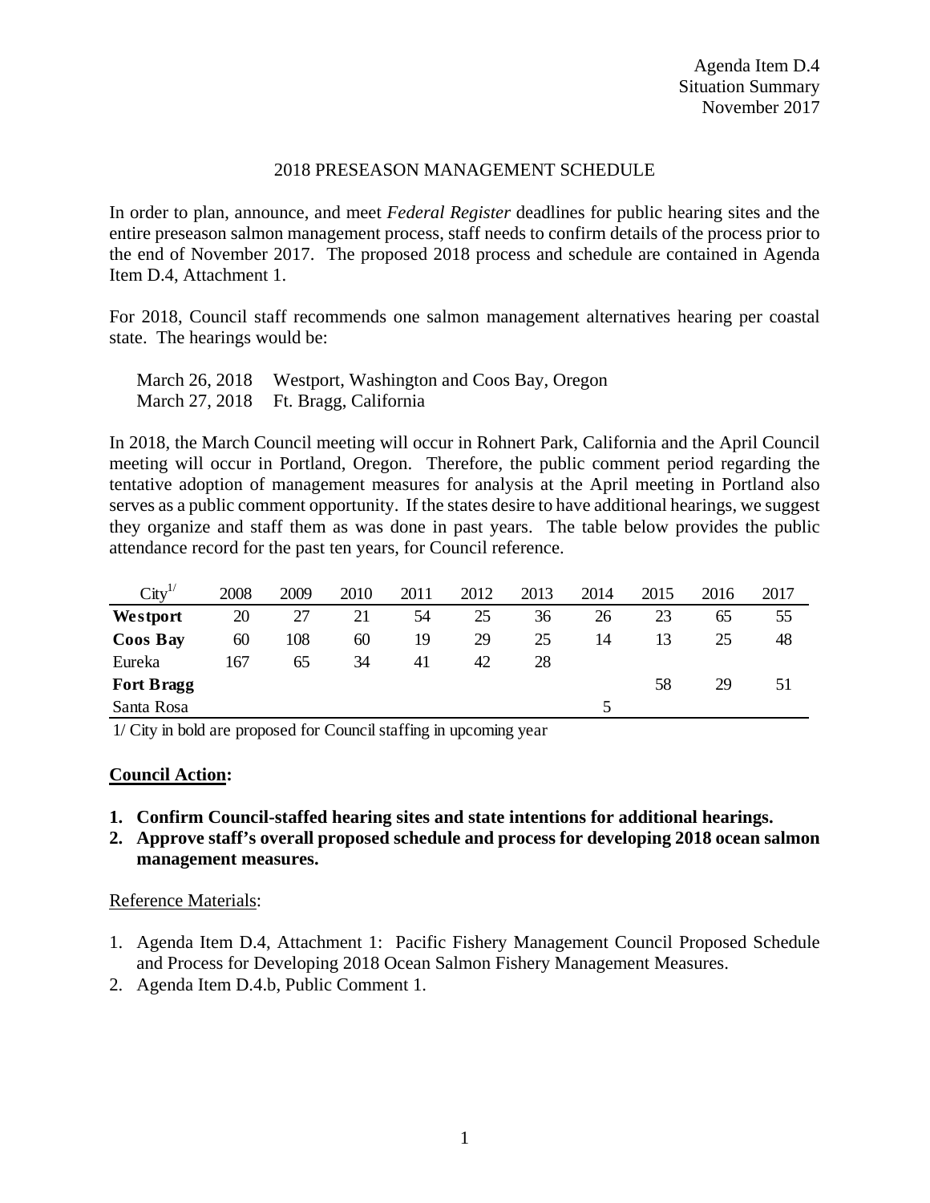Agenda Item D.4
Situation Summary
November 2017

## 2018 PRESEASON MANAGEMENT SCHEDULE

In order to plan, announce, and meet *Federal Register* deadlines for public hearing sites and the entire preseason salmon management process, staff needs to confirm details of the process prior to the end of November 2017. The proposed 2018 process and schedule are contained in Agenda Item D.4, Attachment 1.

For 2018, Council staff recommends one salmon management alternatives hearing per coastal state. The hearings would be:

March 26, 2018 Westport, Washington and Coos Bay, Oregon
March 27, 2018 Ft. Bragg, California

In 2018, the March Council meeting will occur in Rohnert Park, California and the April Council meeting will occur in Portland, Oregon. Therefore, the public comment period regarding the tentative adoption of management measures for analysis at the April meeting in Portland also serves as a public comment opportunity. If the states desire to have additional hearings, we suggest they organize and staff them as was done in past years. The table below provides the public attendance record for the past ten years, for Council reference.

| City[1/] | 2008 | 2009 | 2010 | 2011 | 2012 | 2013 | 2014 | 2015 | 2016 | 2017 |
|---|---|---|---|---|---|---|---|---|---|---|
| **Westport** | 20 | 27 | 21 | 54 | 25 | 36 | 26 | 23 | 65 | 55 |
| **Coos Bay** | 60 | 108 | 60 | 19 | 29 | 25 | 14 | 13 | 25 | 48 |
| Eureka | 167 | 65 | 34 | 41 | 42 | 28 | | | | |
| **Fort Bragg** | | | | | | | | 58 | 29 | 51 |
| Santa Rosa | | | | | | | 5 | | | |

1/ City in bold are proposed for Council staffing in upcoming year

**Council Action:**

1. **Confirm Council-staffed hearing sites and state intentions for additional hearings.**
2. **Approve staff's overall proposed schedule and process for developing 2018 ocean salmon management measures.**

Reference Materials:

1. Agenda Item D.4, Attachment 1: Pacific Fishery Management Council Proposed Schedule and Process for Developing 2018 Ocean Salmon Fishery Management Measures.
2. Agenda Item D.4.b, Public Comment 1.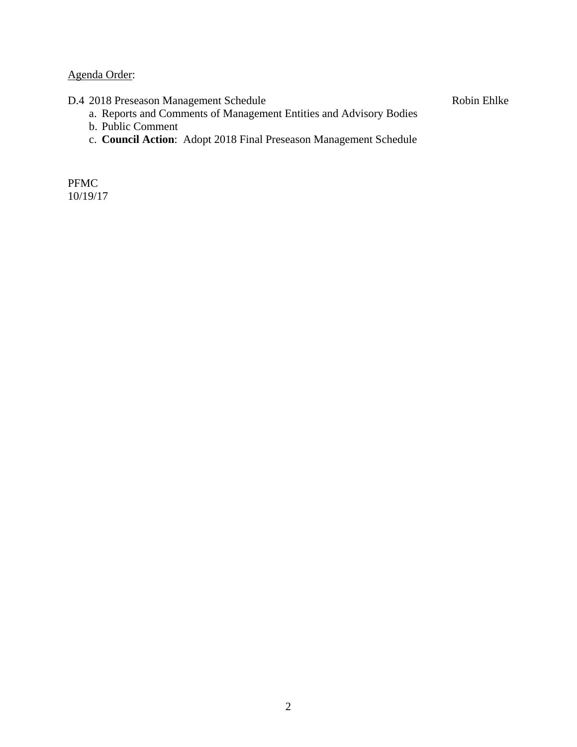Agenda Order:

D.4 2018 Preseason Management Schedule Robin Ehlke

a. Reports and Comments of Management Entities and Advisory Bodies
b. Public Comment
c. **Council Action**: Adopt 2018 Final Preseason Management Schedule

PFMC
10/19/17